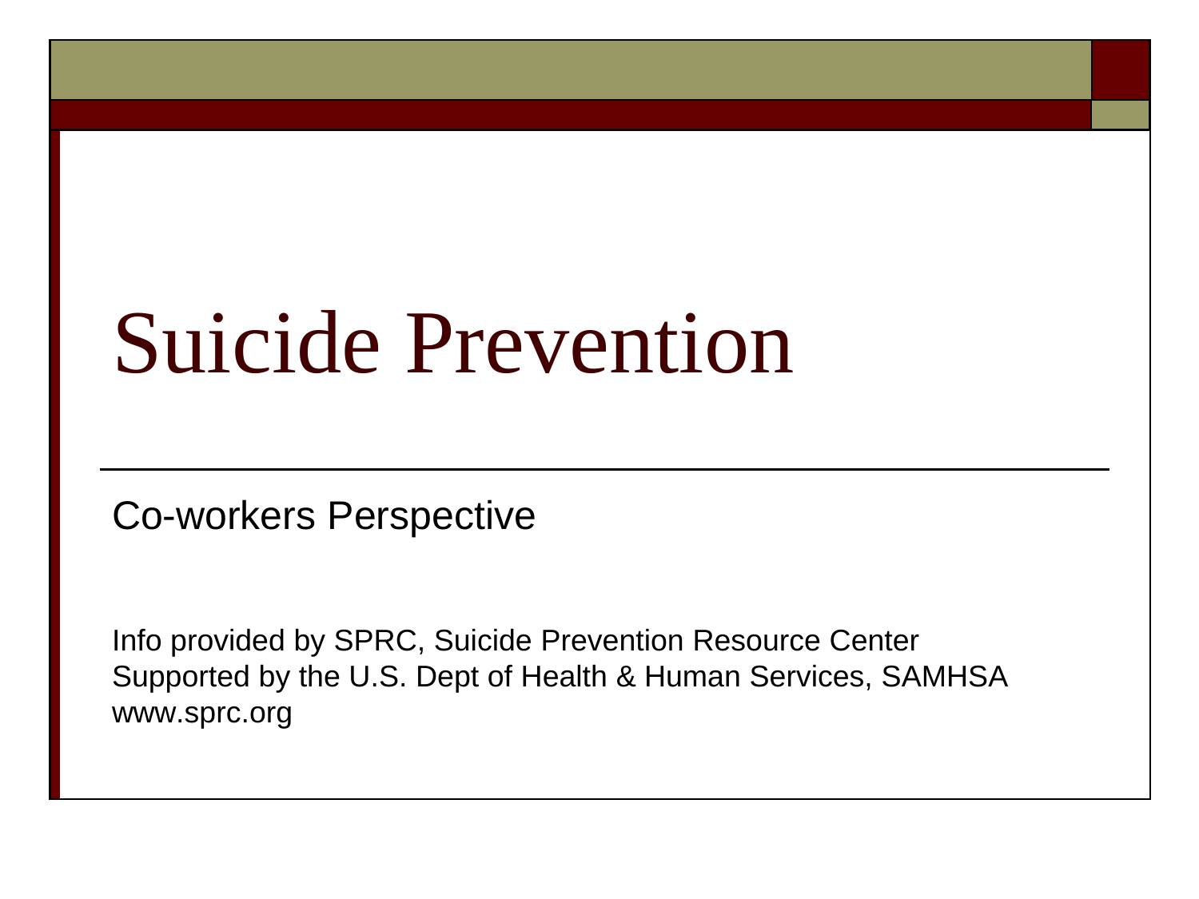# Suicide Prevention

Co-workers Perspective

Info provided by SPRC, Suicide Prevention Resource Center
Supported by the U.S. Dept of Health & Human Services, SAMHSA
www.sprc.org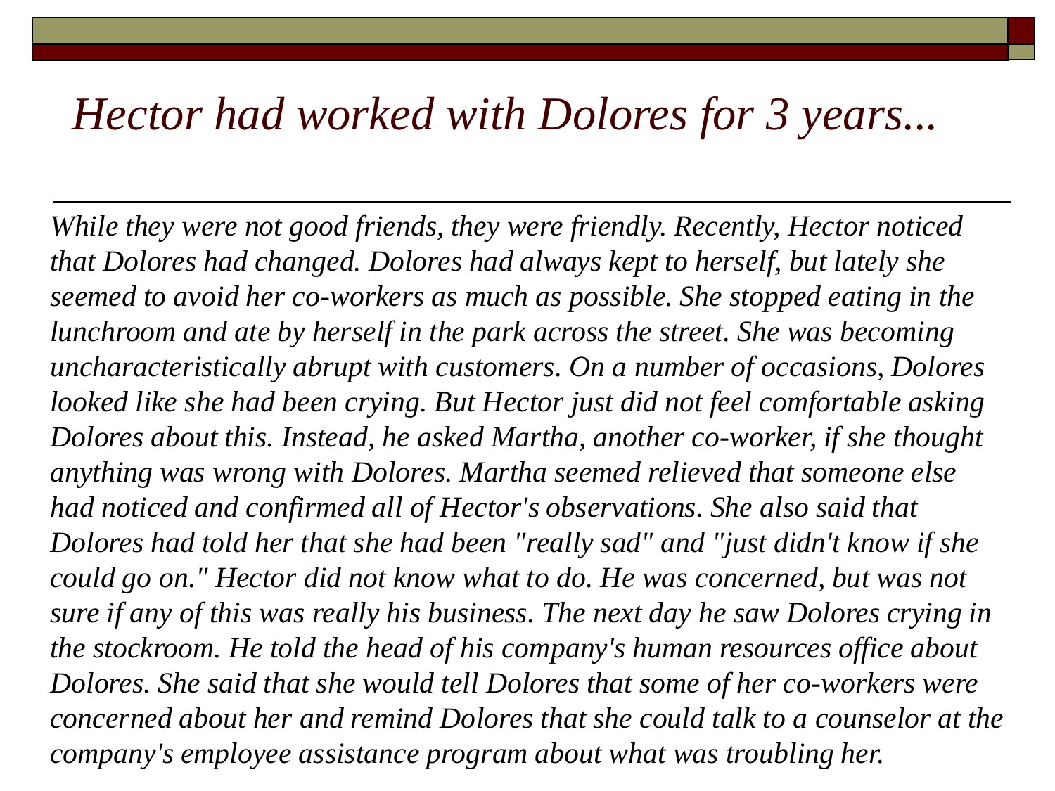# *Hector had worked with Dolores for 3 years...*

*While they were not good friends, they were friendly. Recently, Hector noticed that Dolores had changed. Dolores had always kept to herself, but lately she seemed to avoid her co-workers as much as possible. She stopped eating in the lunchroom and ate by herself in the park across the street. She was becoming uncharacteristically abrupt with customers. On a number of occasions, Dolores looked like she had been crying. But Hector just did not feel comfortable asking Dolores about this. Instead, he asked Martha, another co-worker, if she thought anything was wrong with Dolores. Martha seemed relieved that someone else had noticed and confirmed all of Hector's observations. She also said that Dolores had told her that she had been "really sad" and "just didn't know if she could go on." Hector did not know what to do. He was concerned, but was not sure if any of this was really his business. The next day he saw Dolores crying in the stockroom. He told the head of his company's human resources office about Dolores. She said that she would tell Dolores that some of her co-workers were concerned about her and remind Dolores that she could talk to a counselor at the company's employee assistance program about what was troubling her.*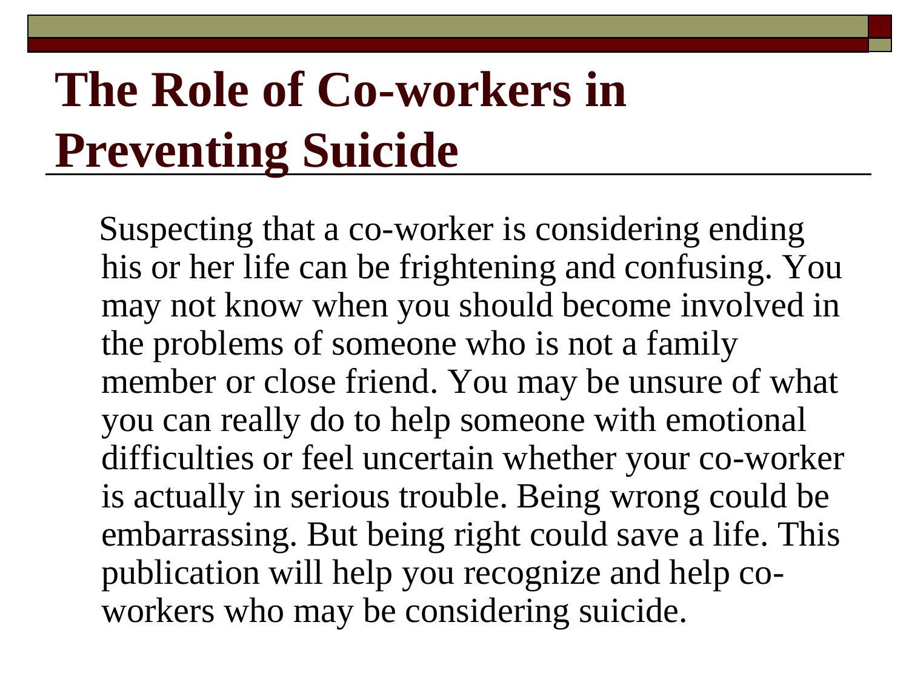# The Role of Co-workers in Preventing Suicide

Suspecting that a co-worker is considering ending his or her life can be frightening and confusing. You may not know when you should become involved in the problems of someone who is not a family member or close friend. You may be unsure of what you can really do to help someone with emotional difficulties or feel uncertain whether your co-worker is actually in serious trouble. Being wrong could be embarrassing. But being right could save a life. This publication will help you recognize and help co-workers who may be considering suicide.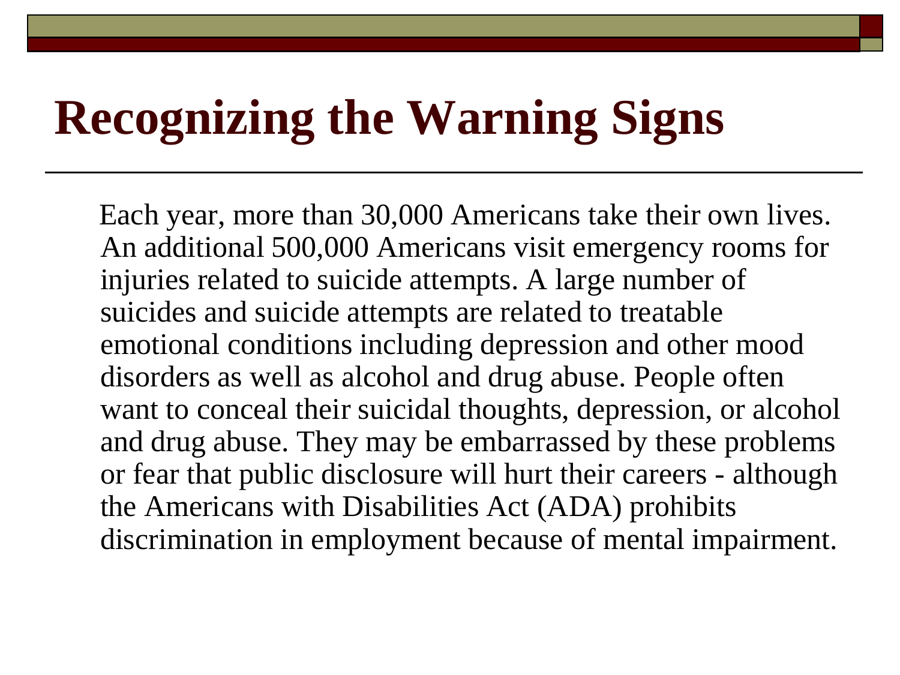# Recognizing the Warning Signs

Each year, more than 30,000 Americans take their own lives. An additional 500,000 Americans visit emergency rooms for injuries related to suicide attempts. A large number of suicides and suicide attempts are related to treatable emotional conditions including depression and other mood disorders as well as alcohol and drug abuse. People often want to conceal their suicidal thoughts, depression, or alcohol and drug abuse. They may be embarrassed by these problems or fear that public disclosure will hurt their careers - although the Americans with Disabilities Act (ADA) prohibits discrimination in employment because of mental impairment.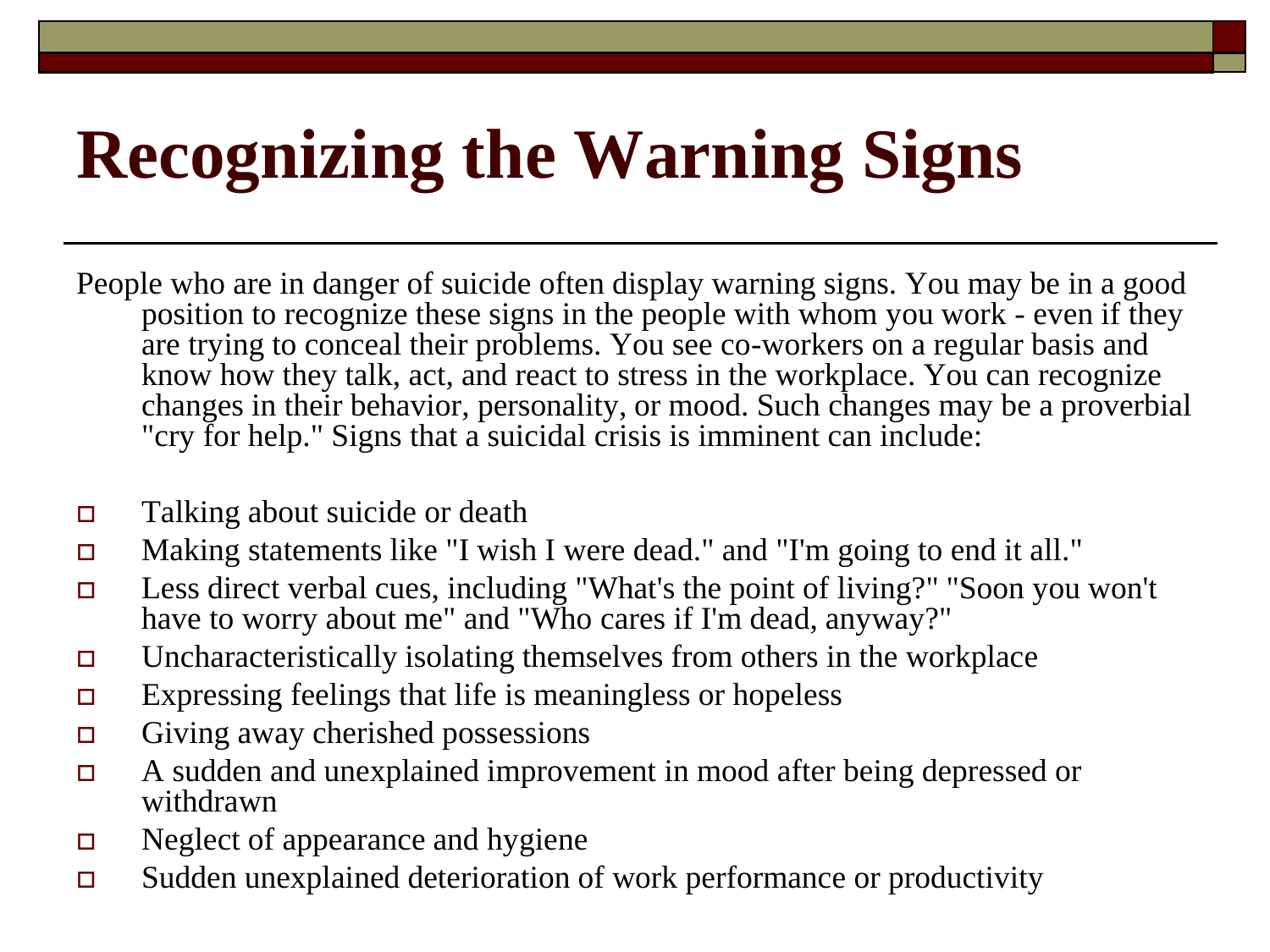# Recognizing the Warning Signs

People who are in danger of suicide often display warning signs. You may be in a good position to recognize these signs in the people with whom you work - even if they are trying to conceal their problems. You see co-workers on a regular basis and know how they talk, act, and react to stress in the workplace. You can recognize changes in their behavior, personality, or mood. Such changes may be a proverbial "cry for help." Signs that a suicidal crisis is imminent can include:

- Talking about suicide or death
- Making statements like "I wish I were dead." and "I'm going to end it all."
- Less direct verbal cues, including "What's the point of living?" "Soon you won't have to worry about me" and "Who cares if I'm dead, anyway?"
- Uncharacteristically isolating themselves from others in the workplace
- Expressing feelings that life is meaningless or hopeless
- Giving away cherished possessions
- A sudden and unexplained improvement in mood after being depressed or withdrawn
- Neglect of appearance and hygiene
- Sudden unexplained deterioration of work performance or productivity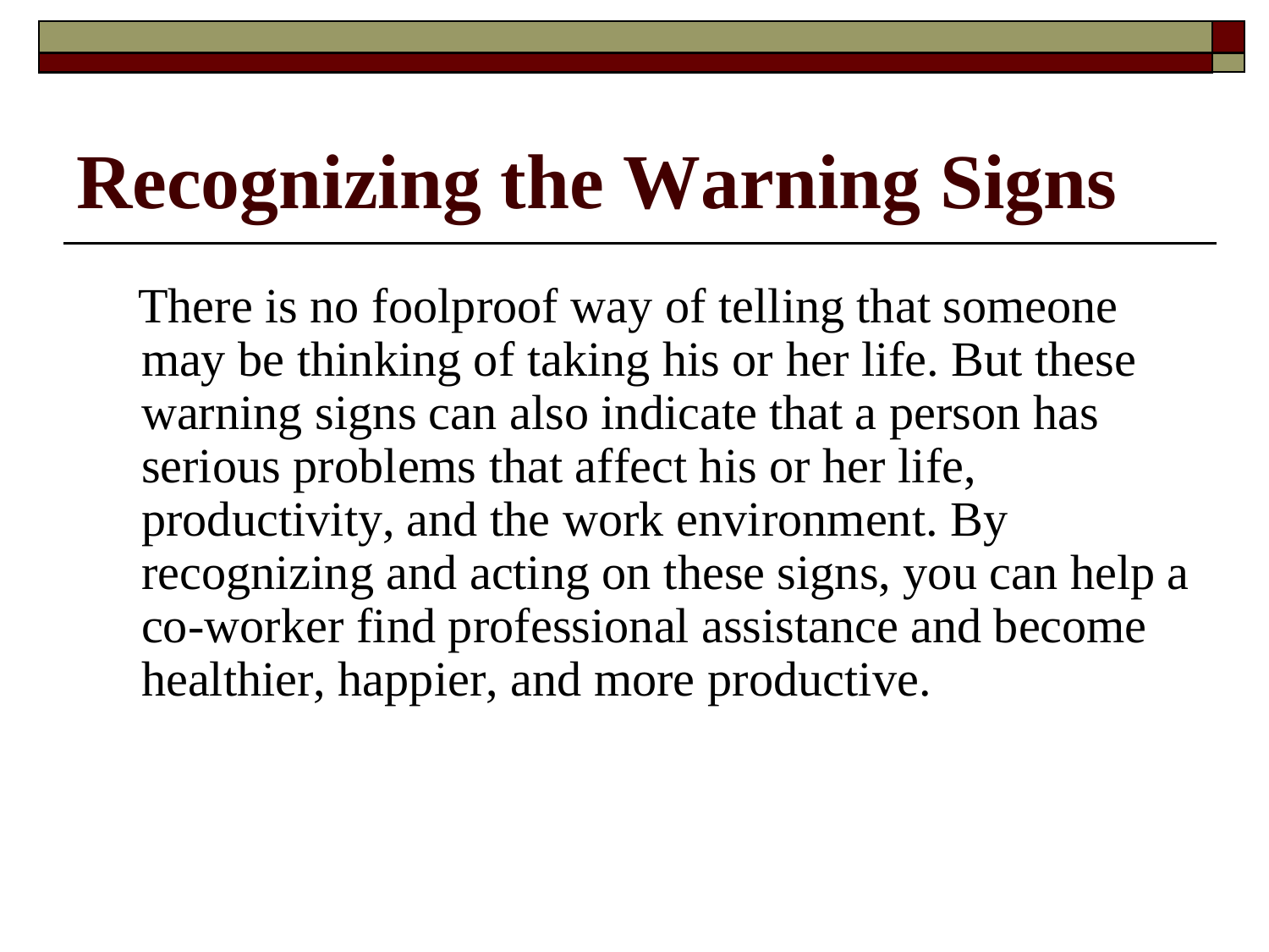# Recognizing the Warning Signs

There is no foolproof way of telling that someone may be thinking of taking his or her life. But these warning signs can also indicate that a person has serious problems that affect his or her life, productivity, and the work environment. By recognizing and acting on these signs, you can help a co-worker find professional assistance and become healthier, happier, and more productive.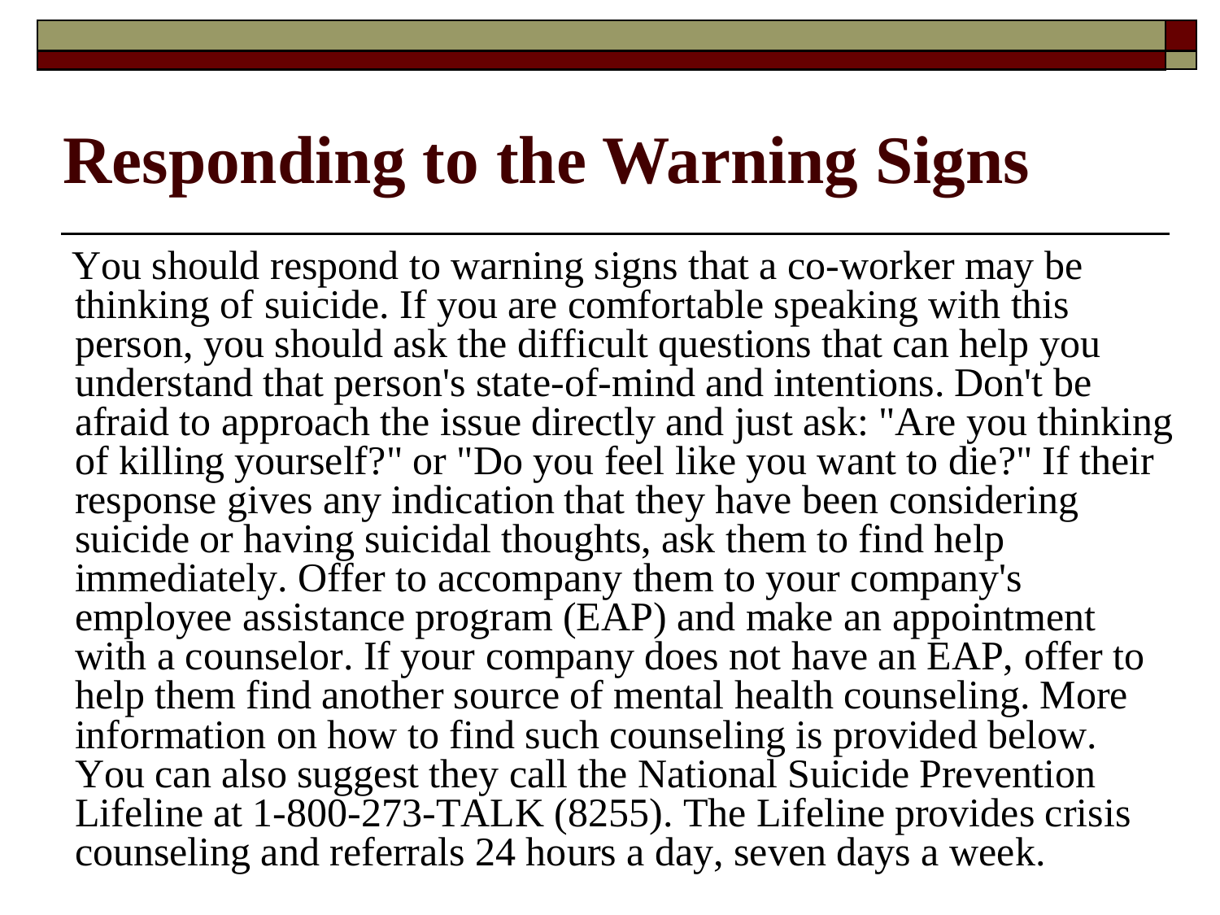# Responding to the Warning Signs

You should respond to warning signs that a co-worker may be thinking of suicide. If you are comfortable speaking with this person, you should ask the difficult questions that can help you understand that person's state-of-mind and intentions. Don't be afraid to approach the issue directly and just ask: "Are you thinking of killing yourself?" or "Do you feel like you want to die?" If their response gives any indication that they have been considering suicide or having suicidal thoughts, ask them to find help immediately. Offer to accompany them to your company's employee assistance program (EAP) and make an appointment with a counselor. If your company does not have an EAP, offer to help them find another source of mental health counseling. More information on how to find such counseling is provided below. You can also suggest they call the National Suicide Prevention Lifeline at 1-800-273-TALK (8255). The Lifeline provides crisis counseling and referrals 24 hours a day, seven days a week.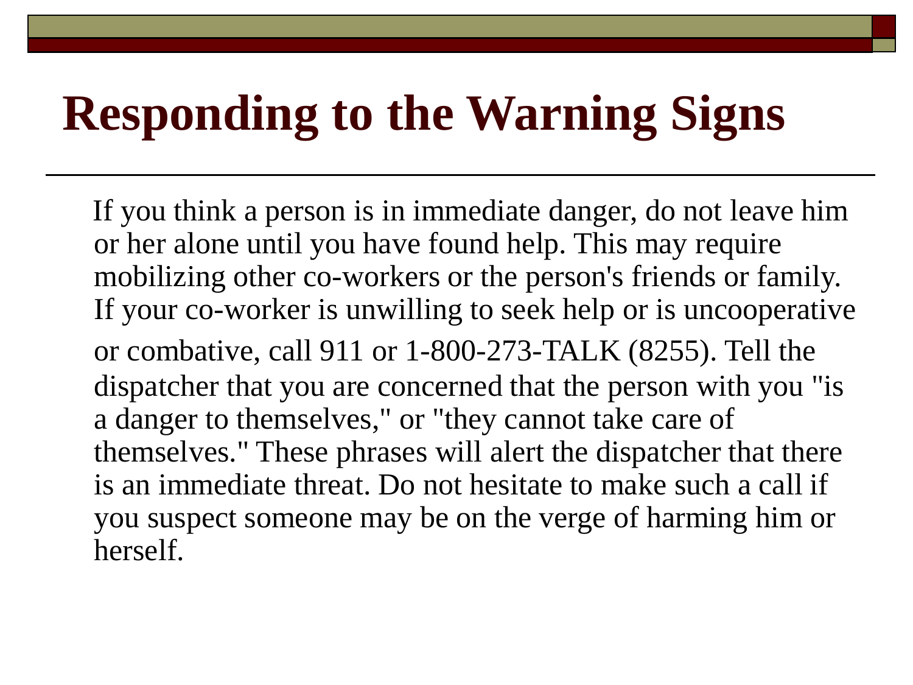# Responding to the Warning Signs

If you think a person is in immediate danger, do not leave him or her alone until you have found help. This may require mobilizing other co-workers or the person's friends or family. If your co-worker is unwilling to seek help or is uncooperative or combative, call 911 or 1-800-273-TALK (8255). Tell the dispatcher that you are concerned that the person with you "is a danger to themselves," or "they cannot take care of themselves." These phrases will alert the dispatcher that there is an immediate threat. Do not hesitate to make such a call if you suspect someone may be on the verge of harming him or herself.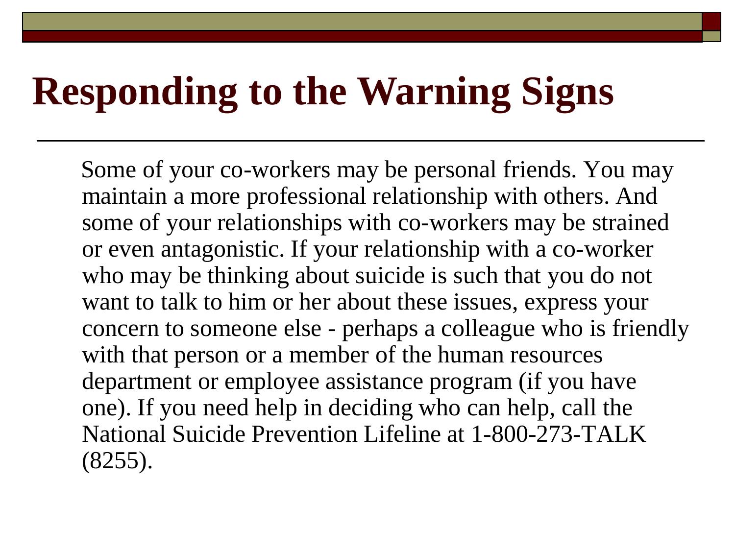# Responding to the Warning Signs

Some of your co-workers may be personal friends. You may maintain a more professional relationship with others. And some of your relationships with co-workers may be strained or even antagonistic. If your relationship with a co-worker who may be thinking about suicide is such that you do not want to talk to him or her about these issues, express your concern to someone else - perhaps a colleague who is friendly with that person or a member of the human resources department or employee assistance program (if you have one). If you need help in deciding who can help, call the National Suicide Prevention Lifeline at 1-800-273-TALK (8255).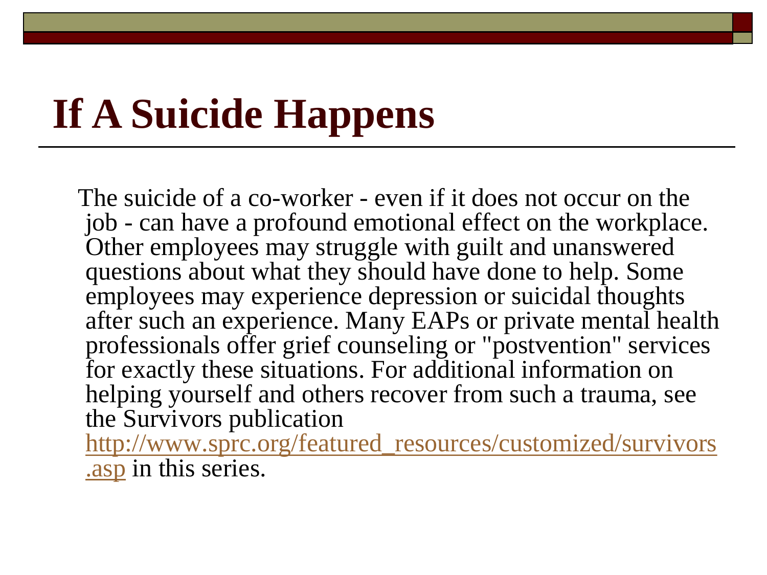# If A Suicide Happens

The suicide of a co-worker - even if it does not occur on the job - can have a profound emotional effect on the workplace. Other employees may struggle with guilt and unanswered questions about what they should have done to help. Some employees may experience depression or suicidal thoughts after such an experience. Many EAPs or private mental health professionals offer grief counseling or "postvention" services for exactly these situations. For additional information on helping yourself and others recover from such a trauma, see the Survivors publication http://www.sprc.org/featured_resources/customized/survivors.asp in this series.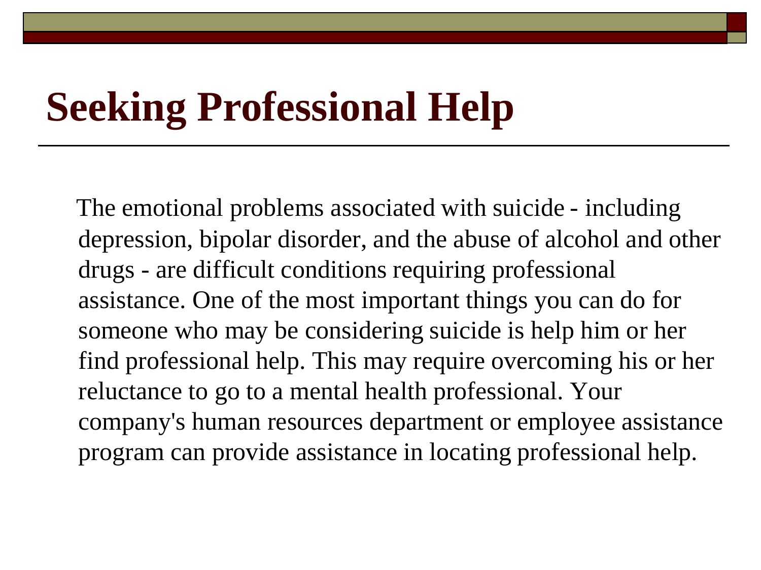# Seeking Professional Help

The emotional problems associated with suicide - including depression, bipolar disorder, and the abuse of alcohol and other drugs - are difficult conditions requiring professional assistance. One of the most important things you can do for someone who may be considering suicide is help him or her find professional help. This may require overcoming his or her reluctance to go to a mental health professional. Your company's human resources department or employee assistance program can provide assistance in locating professional help.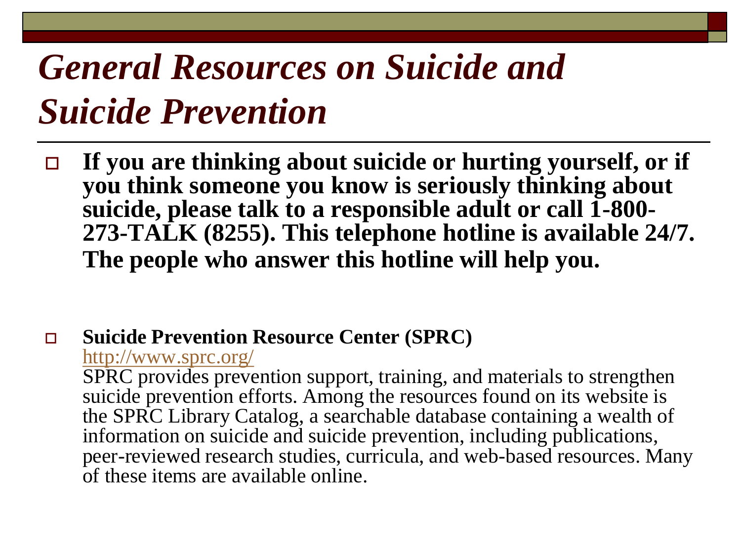# *General Resources on Suicide and Suicide Prevention*

- **If you are thinking about suicide or hurting yourself, or if you think someone you know is seriously thinking about suicide, please talk to a responsible adult or call 1-800-273-TALK (8255). This telephone hotline is available 24/7. The people who answer this hotline will help you.**

- **Suicide Prevention Resource Center (SPRC)**
  http://www.sprc.org/
  SPRC provides prevention support, training, and materials to strengthen suicide prevention efforts. Among the resources found on its website is the SPRC Library Catalog, a searchable database containing a wealth of information on suicide and suicide prevention, including publications, peer-reviewed research studies, curricula, and web-based resources. Many of these items are available online.